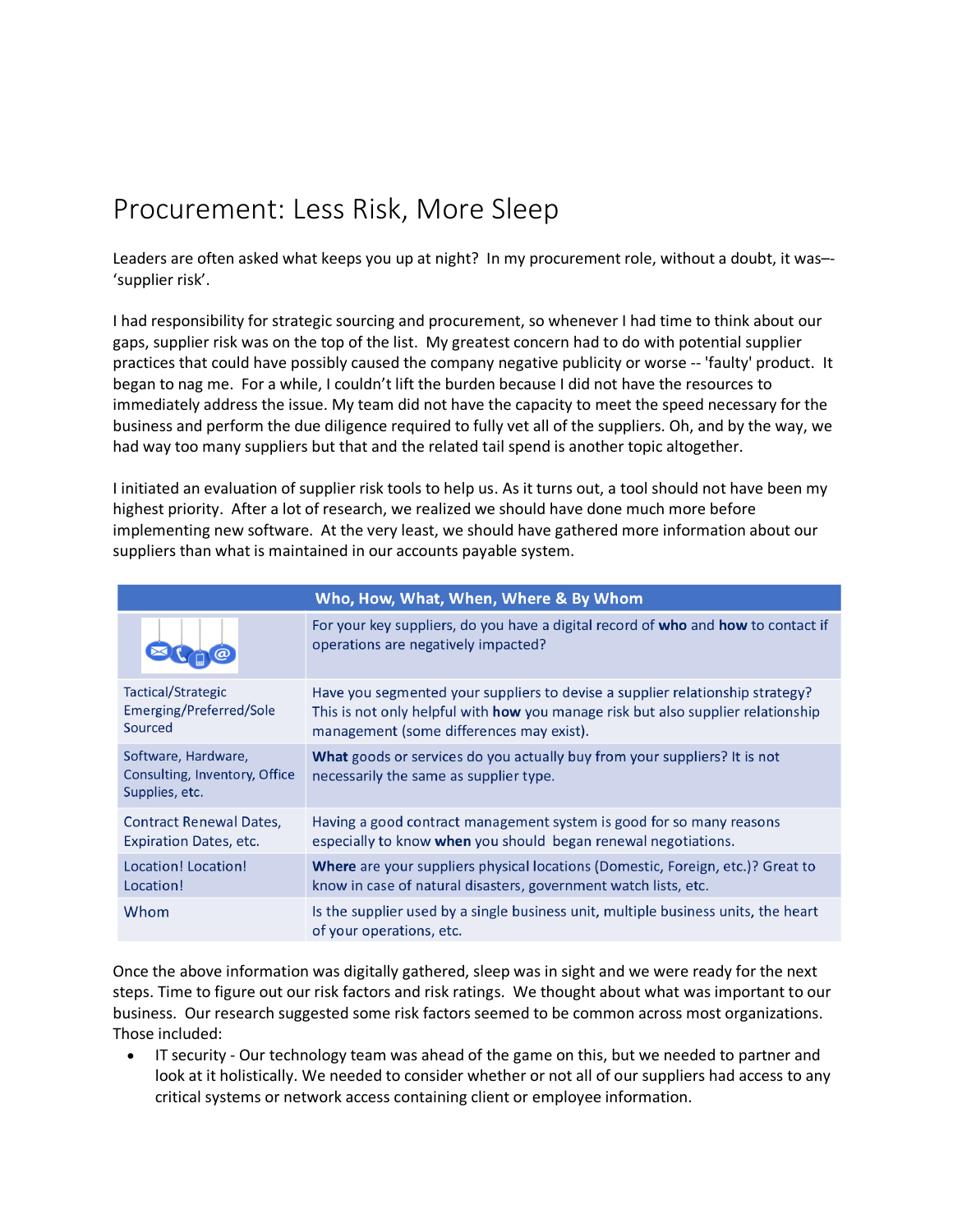# Procurement: Less Risk, More Sleep

Leaders are often asked what keeps you up at night? In my procurement role, without a doubt, it was–- 'supplier risk'.

I had responsibility for strategic sourcing and procurement, so whenever I had time to think about our gaps, supplier risk was on the top of the list. My greatest concern had to do with potential supplier practices that could have possibly caused the company negative publicity or worse -- 'faulty' product. It began to nag me. For a while, I couldn't lift the burden because I did not have the resources to immediately address the issue. My team did not have the capacity to meet the speed necessary for the business and perform the due diligence required to fully vet all of the suppliers. Oh, and by the way, we had way too many suppliers but that and the related tail spend is another topic altogether.

I initiated an evaluation of supplier risk tools to help us. As it turns out, a tool should not have been my highest priority. After a lot of research, we realized we should have done much more before implementing new software. At the very least, we should have gathered more information about our suppliers than what is maintained in our accounts payable system.

| Who, How, What, When, Where & By Whom | |
|---|---|
| | For your key suppliers, do you have a digital record of **who** and **how** to contact if operations are negatively impacted? |
| Tactical/Strategic Emerging/Preferred/Sole Sourced | Have you segmented your suppliers to devise a supplier relationship strategy? This is not only helpful with **how** you manage risk but also supplier relationship management (some differences may exist). |
| Software, Hardware, Consulting, Inventory, Office Supplies, etc. | **What** goods or services do you actually buy from your suppliers? It is not necessarily the same as supplier type. |
| Contract Renewal Dates, Expiration Dates, etc. | Having a good contract management system is good for so many reasons especially to know **when** you should began renewal negotiations. |
| Location! Location! Location! | **Where** are your suppliers physical locations (Domestic, Foreign, etc.)? Great to know in case of natural disasters, government watch lists, etc. |
| Whom | Is the supplier used by a single business unit, multiple business units, the heart of your operations, etc. |

Once the above information was digitally gathered, sleep was in sight and we were ready for the next steps. Time to figure out our risk factors and risk ratings. We thought about what was important to our business. Our research suggested some risk factors seemed to be common across most organizations. Those included:

- IT security - Our technology team was ahead of the game on this, but we needed to partner and look at it holistically. We needed to consider whether or not all of our suppliers had access to any critical systems or network access containing client or employee information.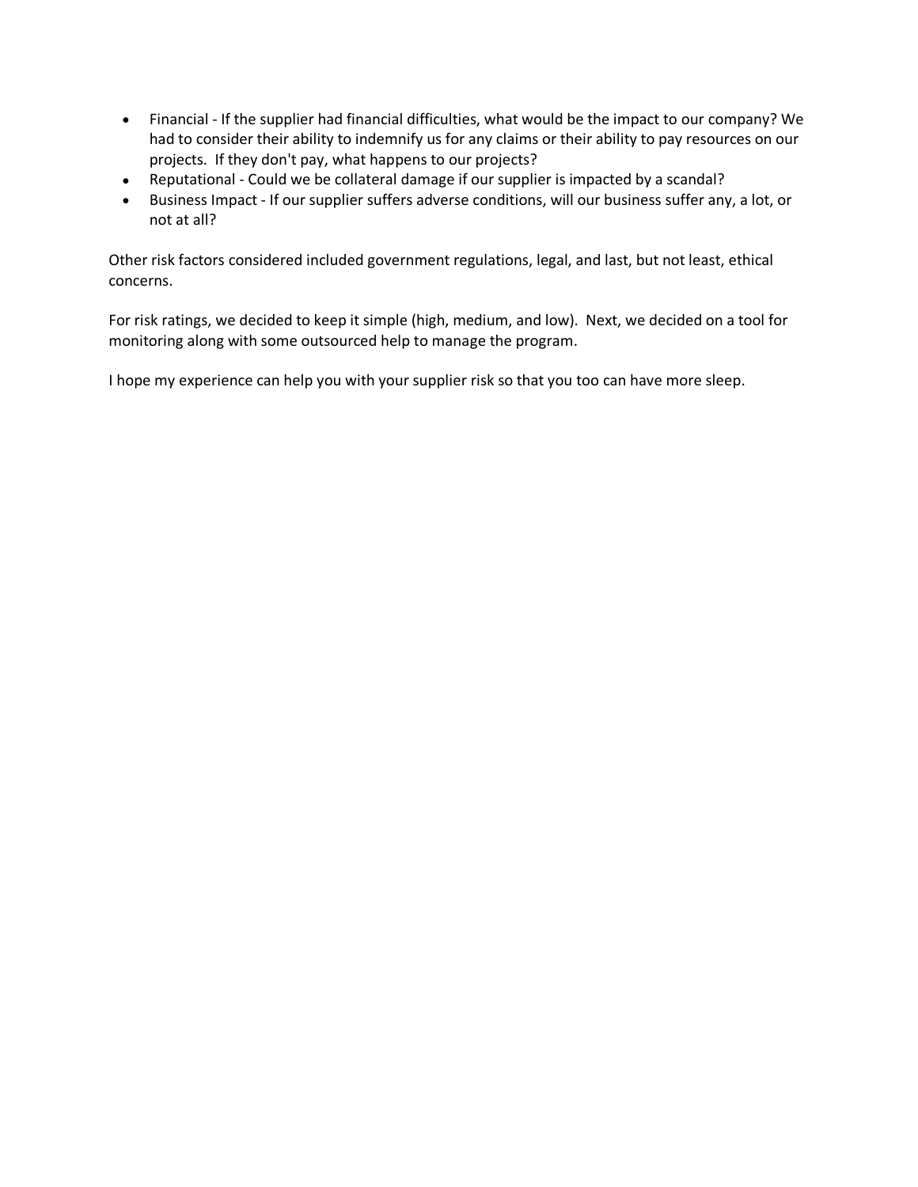- Financial - If the supplier had financial difficulties, what would be the impact to our company? We had to consider their ability to indemnify us for any claims or their ability to pay resources on our projects. If they don't pay, what happens to our projects?
- Reputational - Could we be collateral damage if our supplier is impacted by a scandal?
- Business Impact - If our supplier suffers adverse conditions, will our business suffer any, a lot, or not at all?

Other risk factors considered included government regulations, legal, and last, but not least, ethical concerns.

For risk ratings, we decided to keep it simple (high, medium, and low). Next, we decided on a tool for monitoring along with some outsourced help to manage the program.

I hope my experience can help you with your supplier risk so that you too can have more sleep.